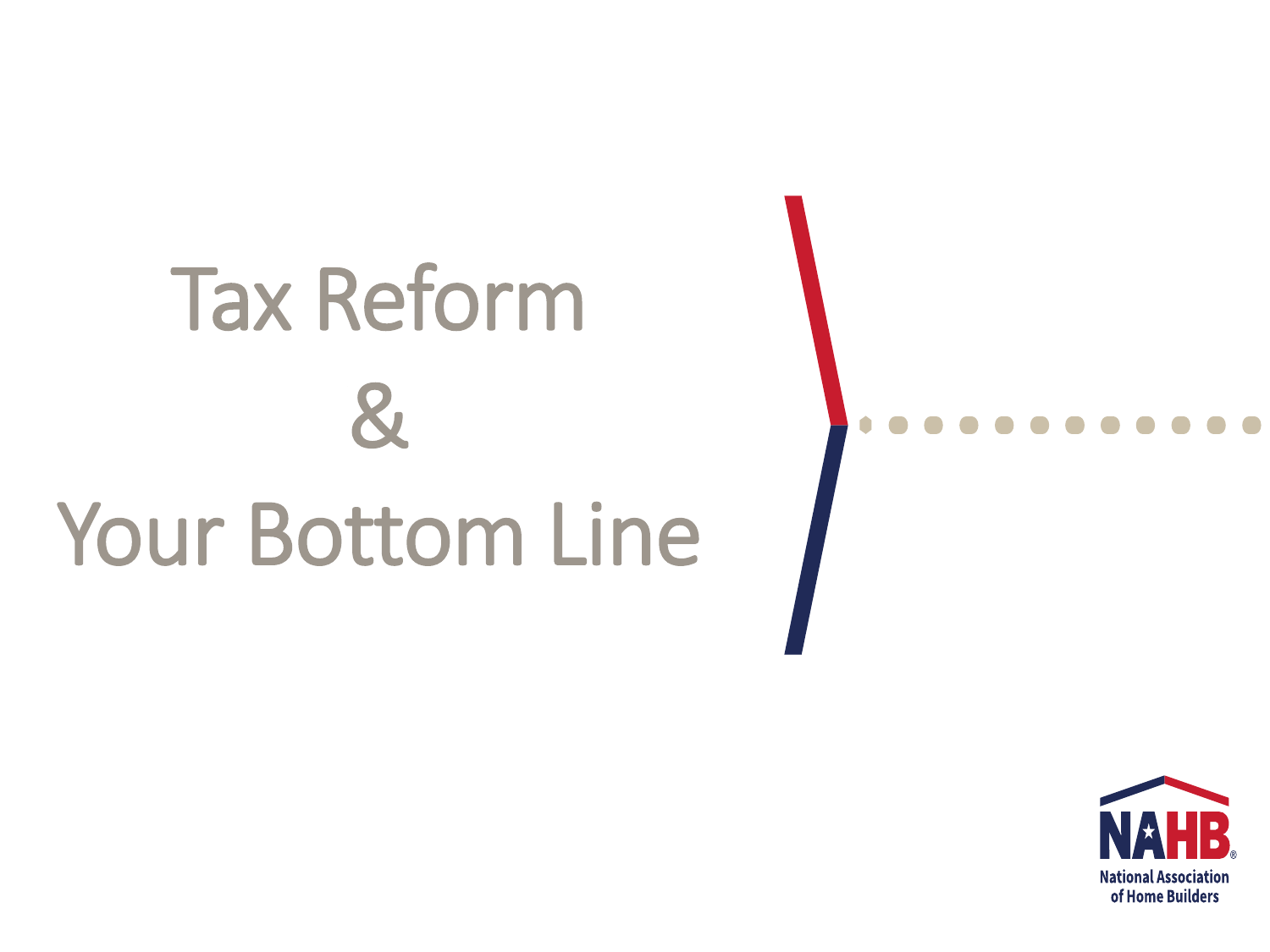# Tax Reform & Your Bottom Line

NAHB
National Association of Home Builders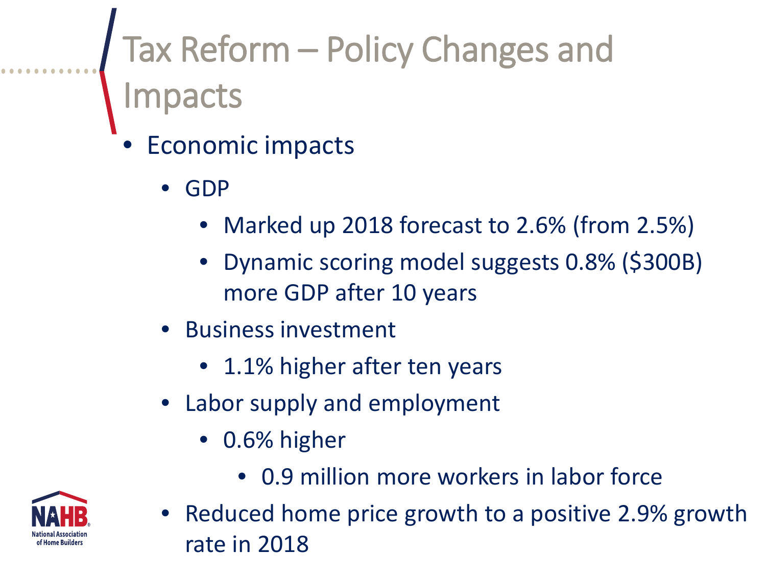# Tax Reform – Policy Changes and Impacts

- Economic impacts
  - GDP
    - Marked up 2018 forecast to 2.6% (from 2.5%)
    - Dynamic scoring model suggests 0.8% ($300B) more GDP after 10 years
  - Business investment
    - 1.1% higher after ten years
  - Labor supply and employment
    - 0.6% higher
      - 0.9 million more workers in labor force
  - Reduced home price growth to a positive 2.9% growth rate in 2018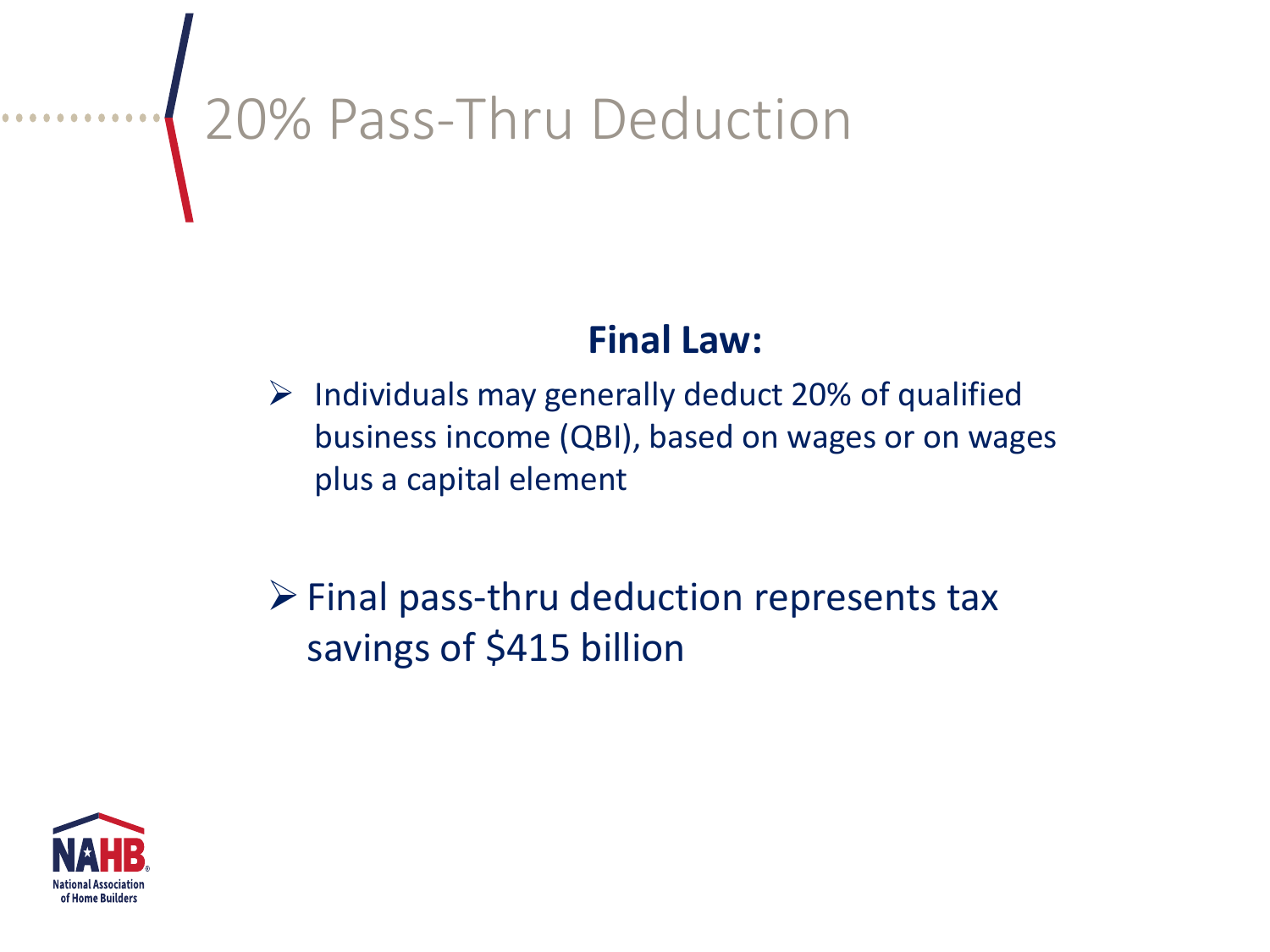# 20% Pass-Thru Deduction

**Final Law:**

- Individuals may generally deduct 20% of qualified business income (QBI), based on wages or on wages plus a capital element

- Final pass-thru deduction represents tax savings of $415 billion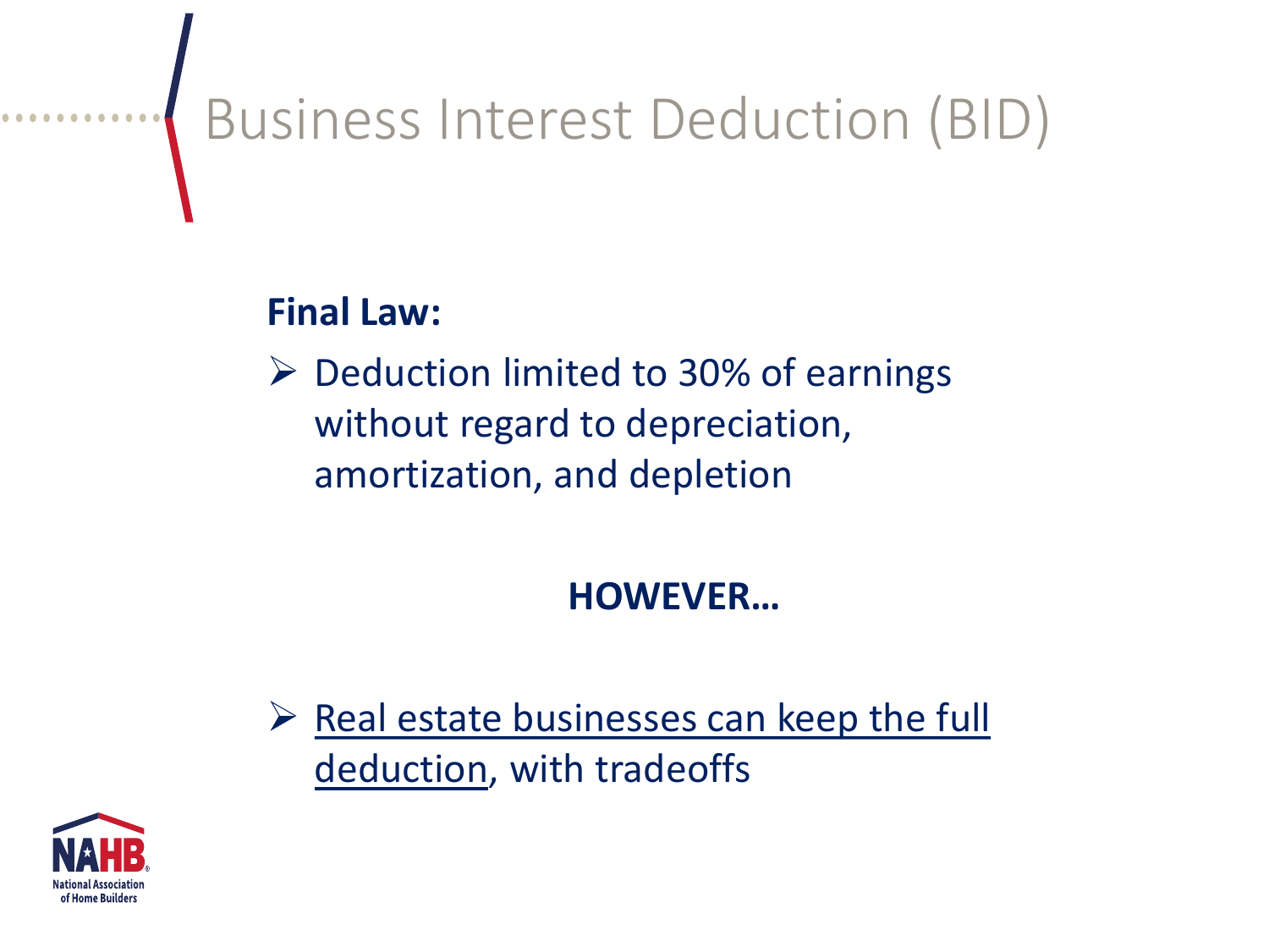# Business Interest Deduction (BID)

**Final Law:**

- Deduction limited to 30% of earnings without regard to depreciation, amortization, and depletion

**HOWEVER…**

- Real estate businesses can keep the full deduction, with tradeoffs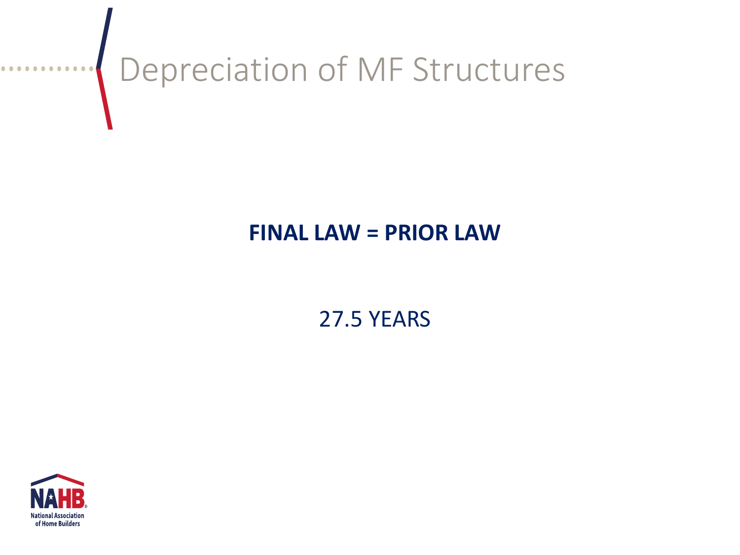# Depreciation of MF Structures

**FINAL LAW = PRIOR LAW**

27.5 YEARS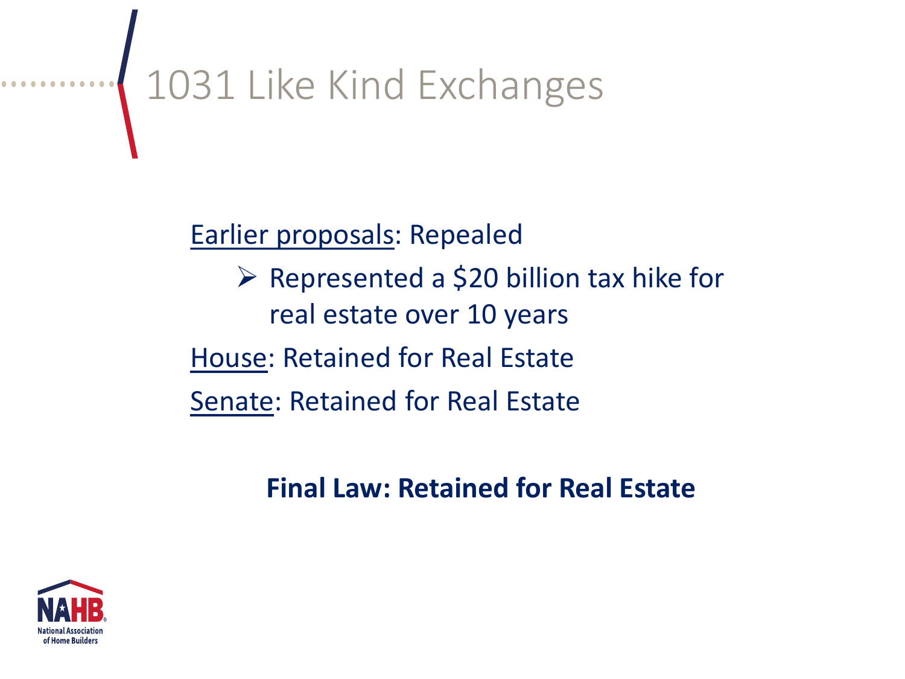# 1031 Like Kind Exchanges

Earlier proposals: Repealed

- Represented a $20 billion tax hike for real estate over 10 years

House: Retained for Real Estate

Senate: Retained for Real Estate

**Final Law: Retained for Real Estate**

NAHB
National Association of Home Builders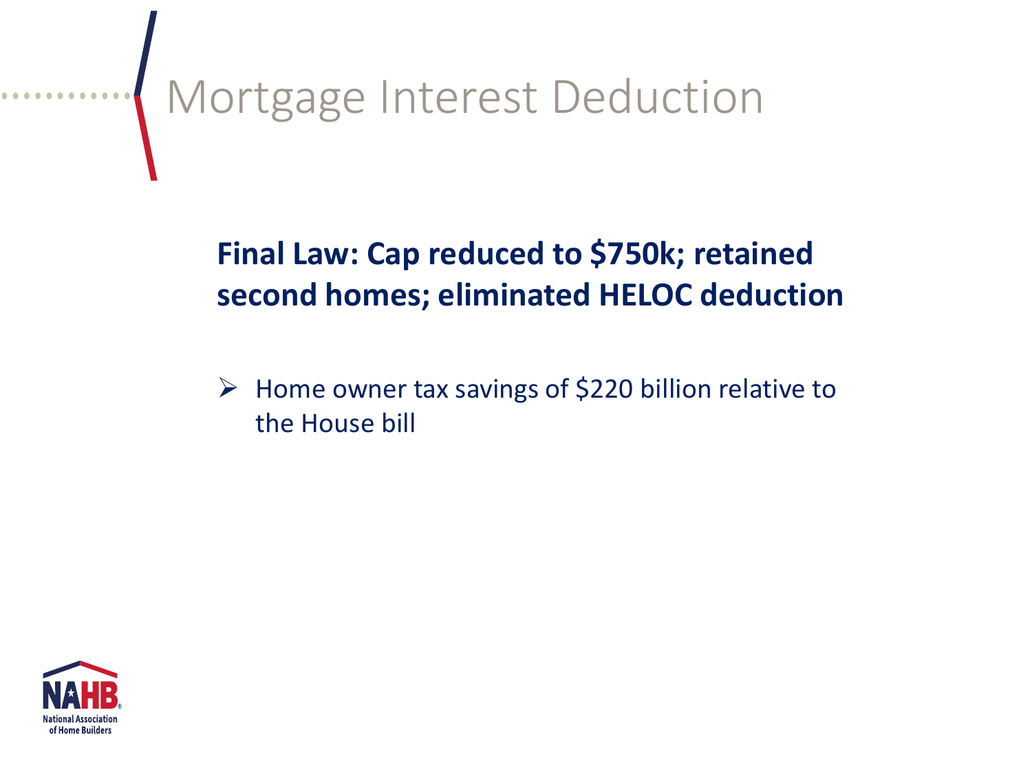# Mortgage Interest Deduction

**Final Law: Cap reduced to $750k; retained second homes; eliminated HELOC deduction**

- Home owner tax savings of $220 billion relative to the House bill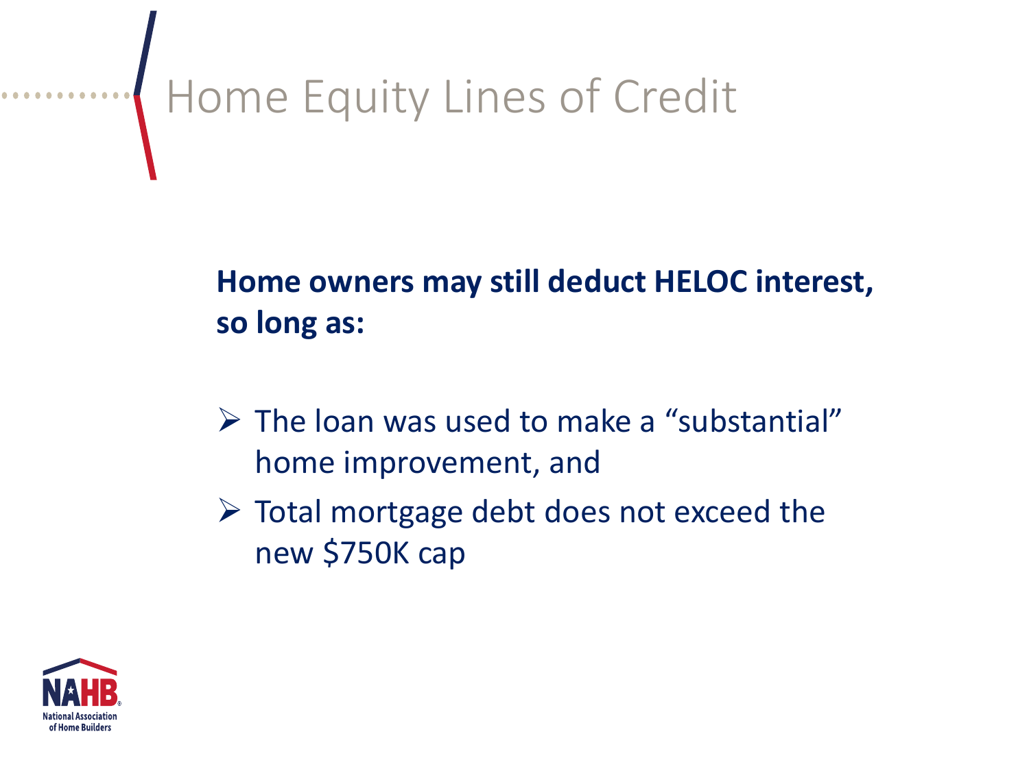# Home Equity Lines of Credit

**Home owners may still deduct HELOC interest, so long as:**

- The loan was used to make a “substantial” home improvement, and
- Total mortgage debt does not exceed the new $750K cap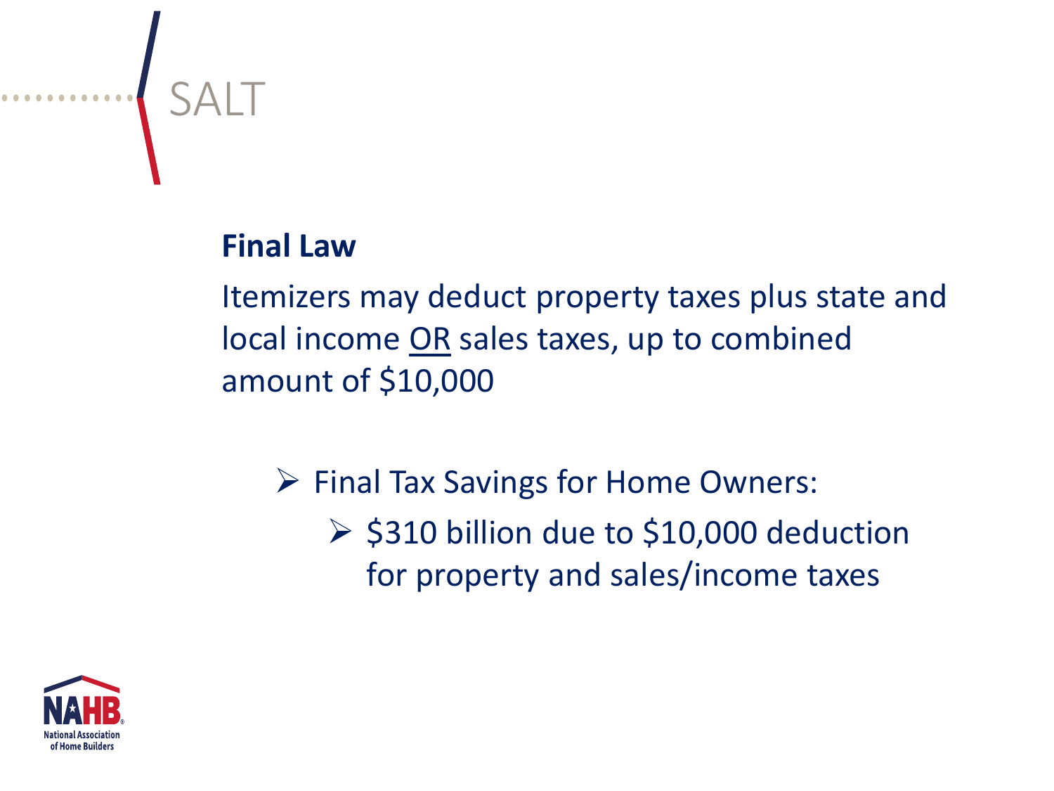# SALT

**Final Law**

Itemizers may deduct property taxes plus state and local income <u>OR</u> sales taxes, up to combined amount of $10,000

- Final Tax Savings for Home Owners:
  - $310 billion due to $10,000 deduction for property and sales/income taxes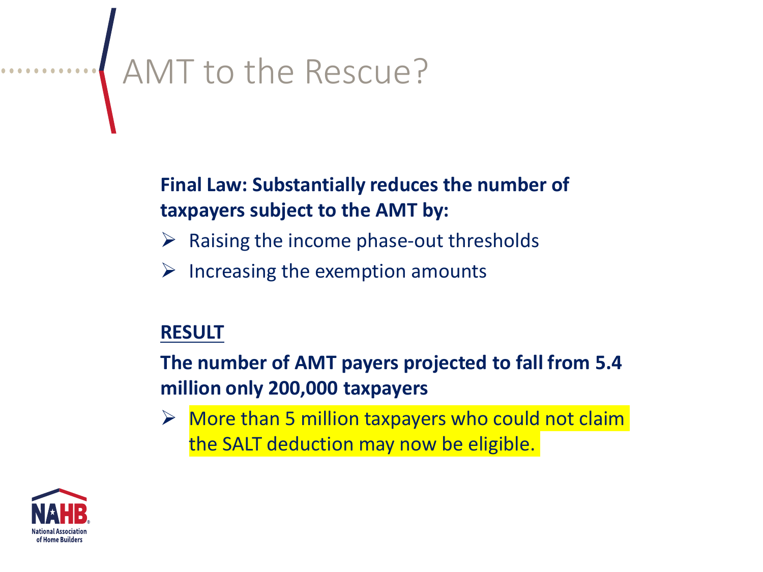# AMT to the Rescue?

**Final Law: Substantially reduces the number of taxpayers subject to the AMT by:**

- Raising the income phase-out thresholds
- Increasing the exemption amounts

**RESULT**

**The number of AMT payers projected to fall from 5.4 million only 200,000 taxpayers**

- More than 5 million taxpayers who could not claim the SALT deduction may now be eligible.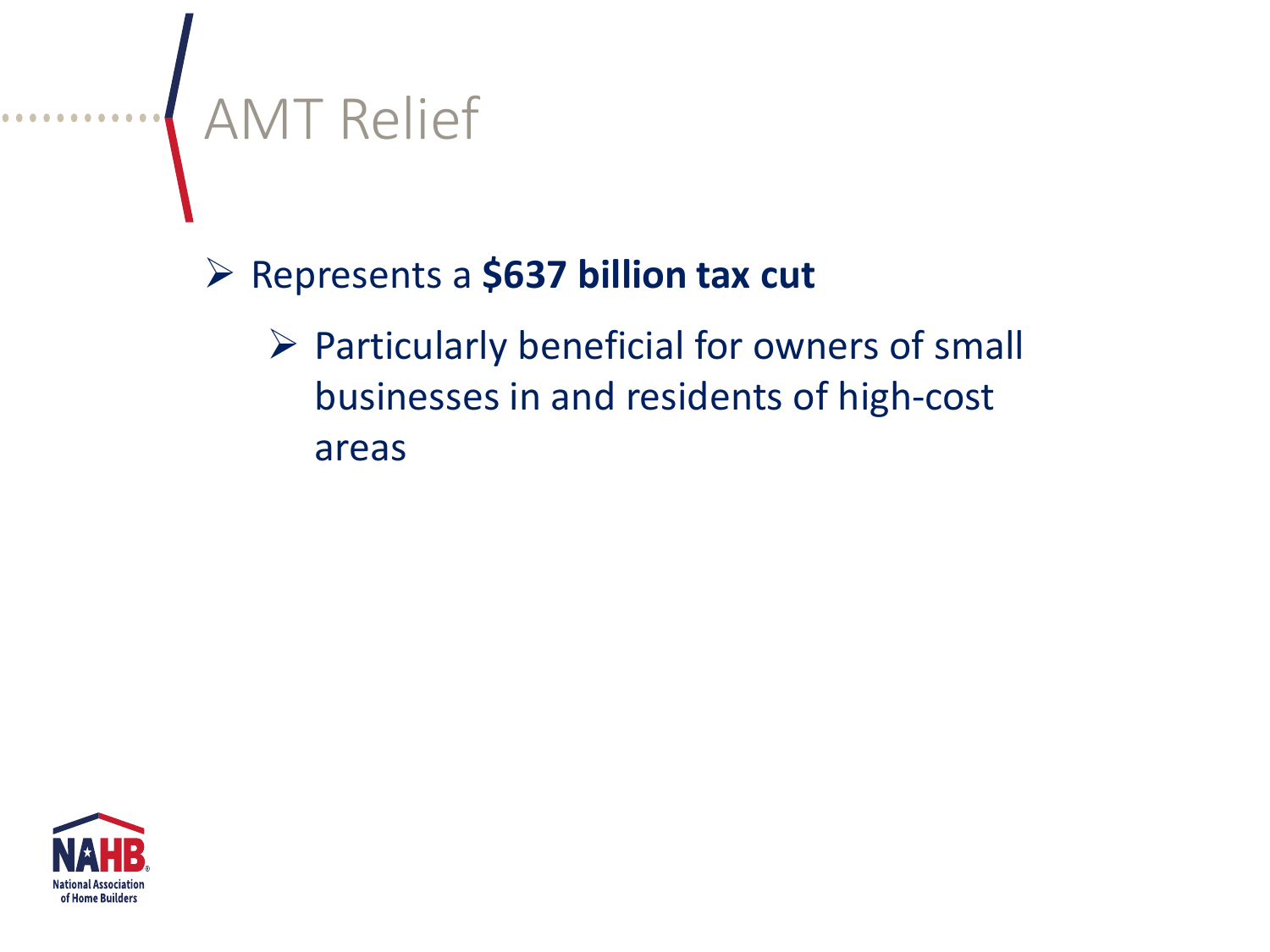# AMT Relief

- Represents a **$637 billion tax cut**
  - Particularly beneficial for owners of small businesses in and residents of high-cost areas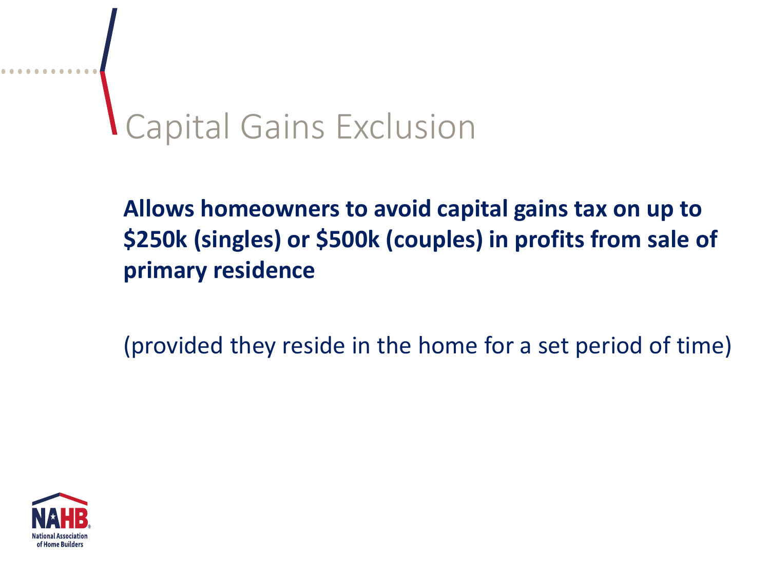# Capital Gains Exclusion

**Allows homeowners to avoid capital gains tax on up to $250k (singles) or $500k (couples) in profits from sale of primary residence**

(provided they reside in the home for a set period of time)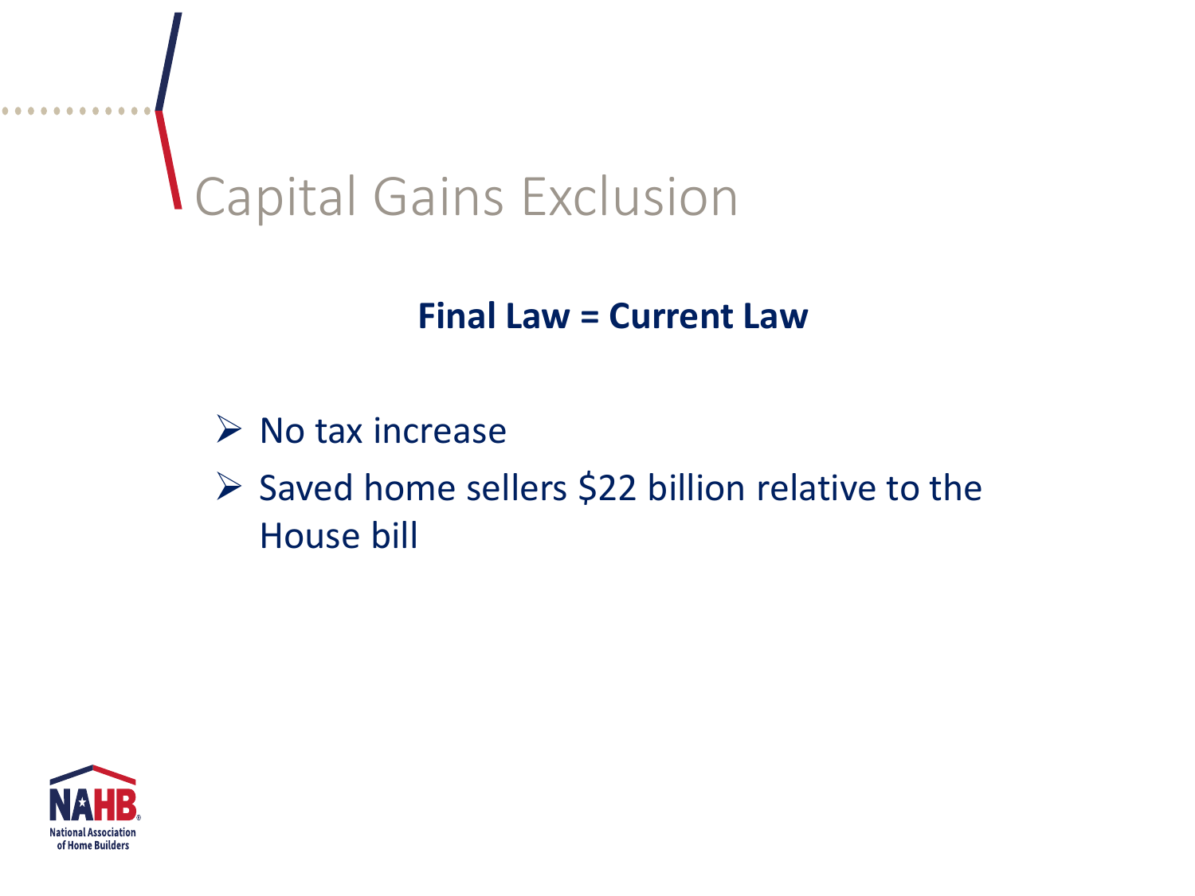# Capital Gains Exclusion

**Final Law = Current Law**

- No tax increase
- Saved home sellers $22 billion relative to the House bill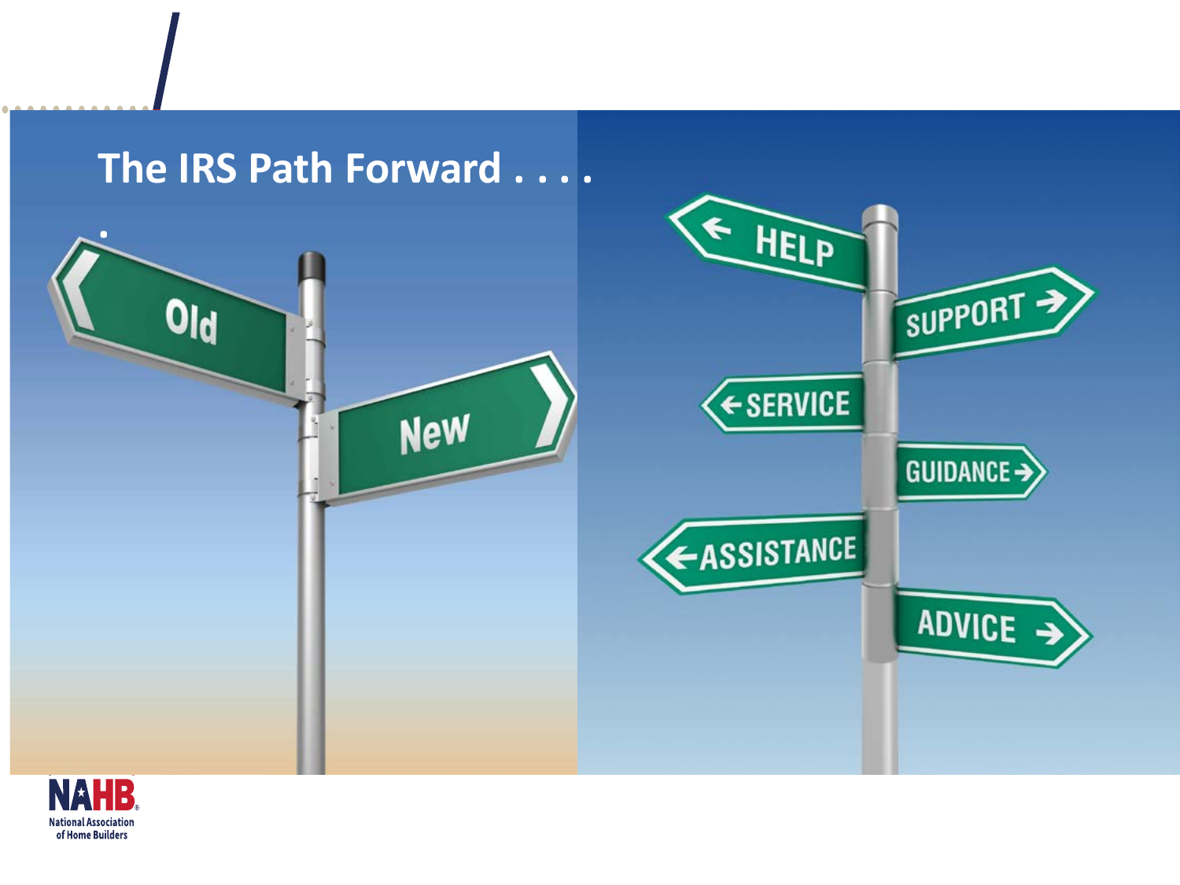# The IRS Path Forward . . . .

Old

New

HELP

SUPPORT

SERVICE

GUIDANCE

ASSISTANCE

ADVICE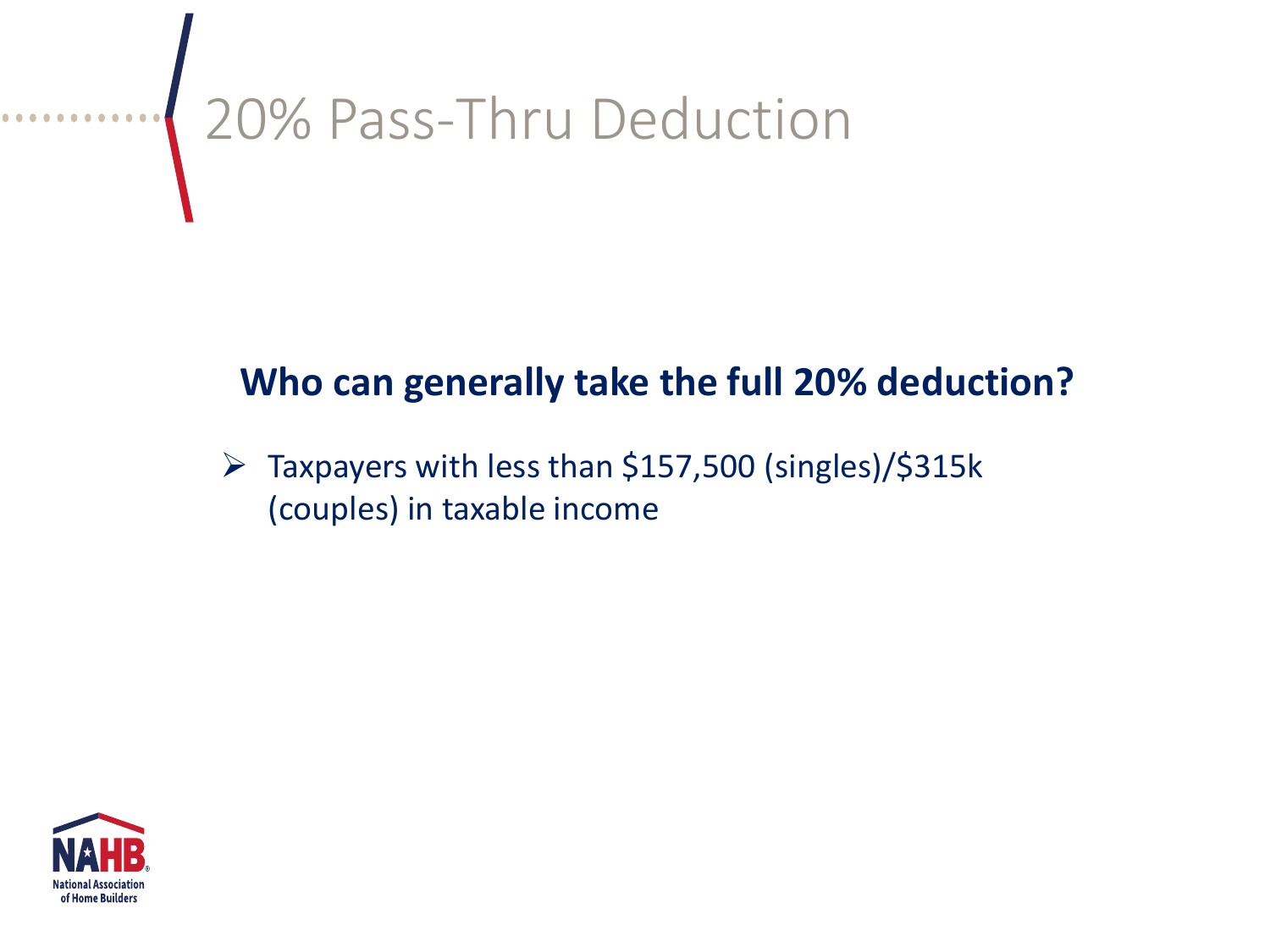# 20% Pass-Thru Deduction

## Who can generally take the full 20% deduction?

- Taxpayers with less than $157,500 (singles)/$315k (couples) in taxable income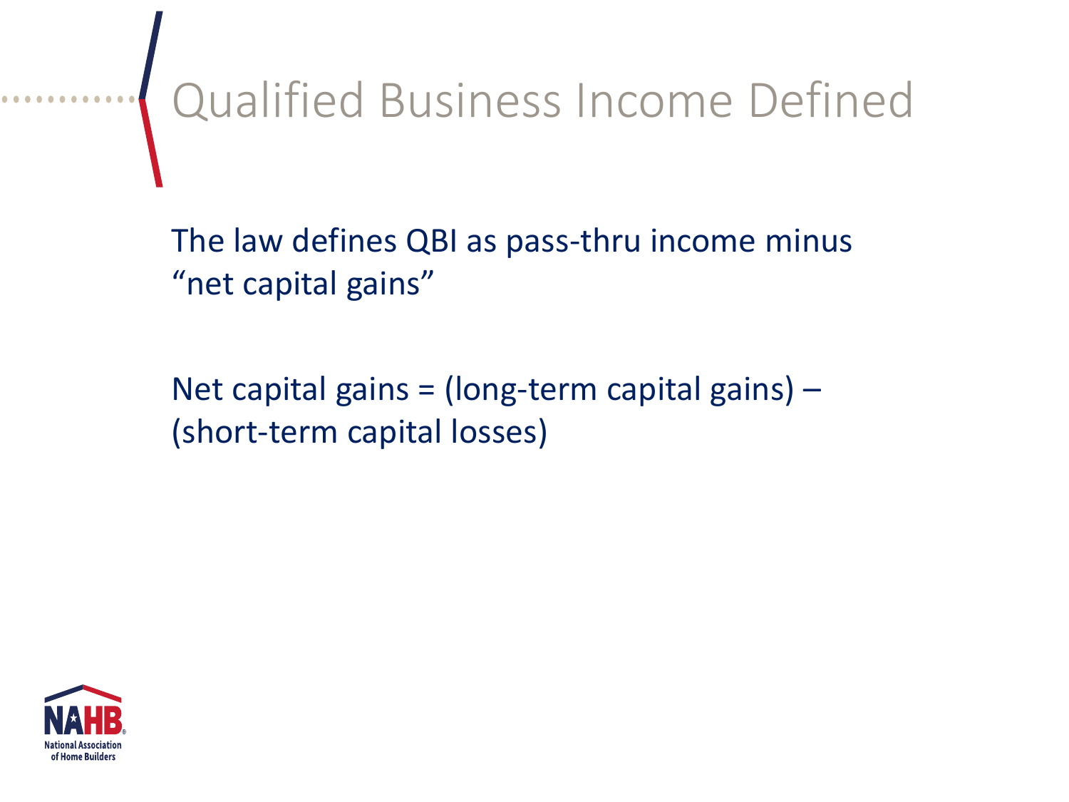# Qualified Business Income Defined

The law defines QBI as pass-thru income minus "net capital gains"

Net capital gains = (long-term capital gains) – (short-term capital losses)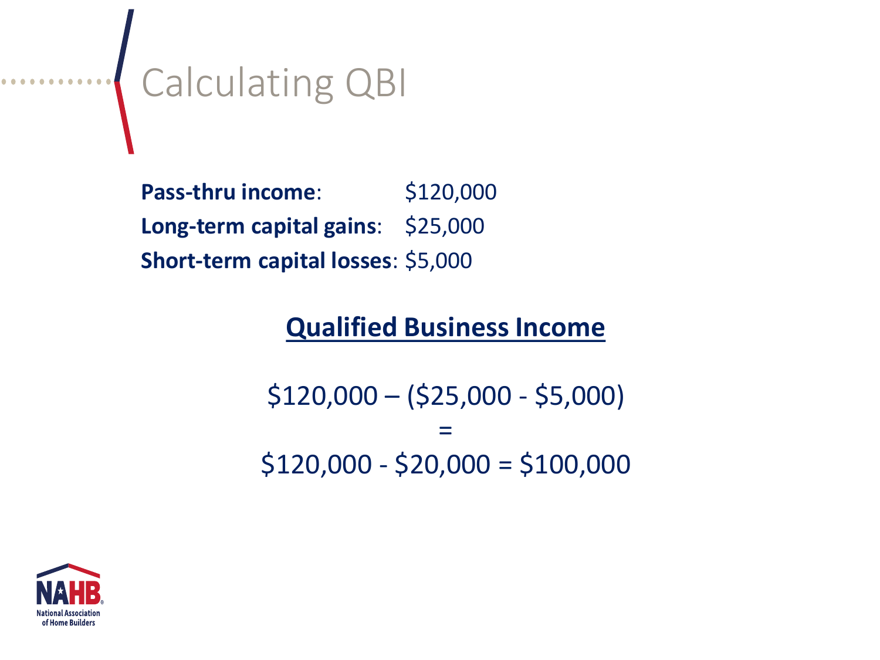# Calculating QBI

**Pass-thru income**: $120,000
**Long-term capital gains**: $25,000
**Short-term capital losses**: $5,000

**Qualified Business Income**

$120,000 – ($25,000 - $5,000)
=
$120,000 - $20,000 = $100,000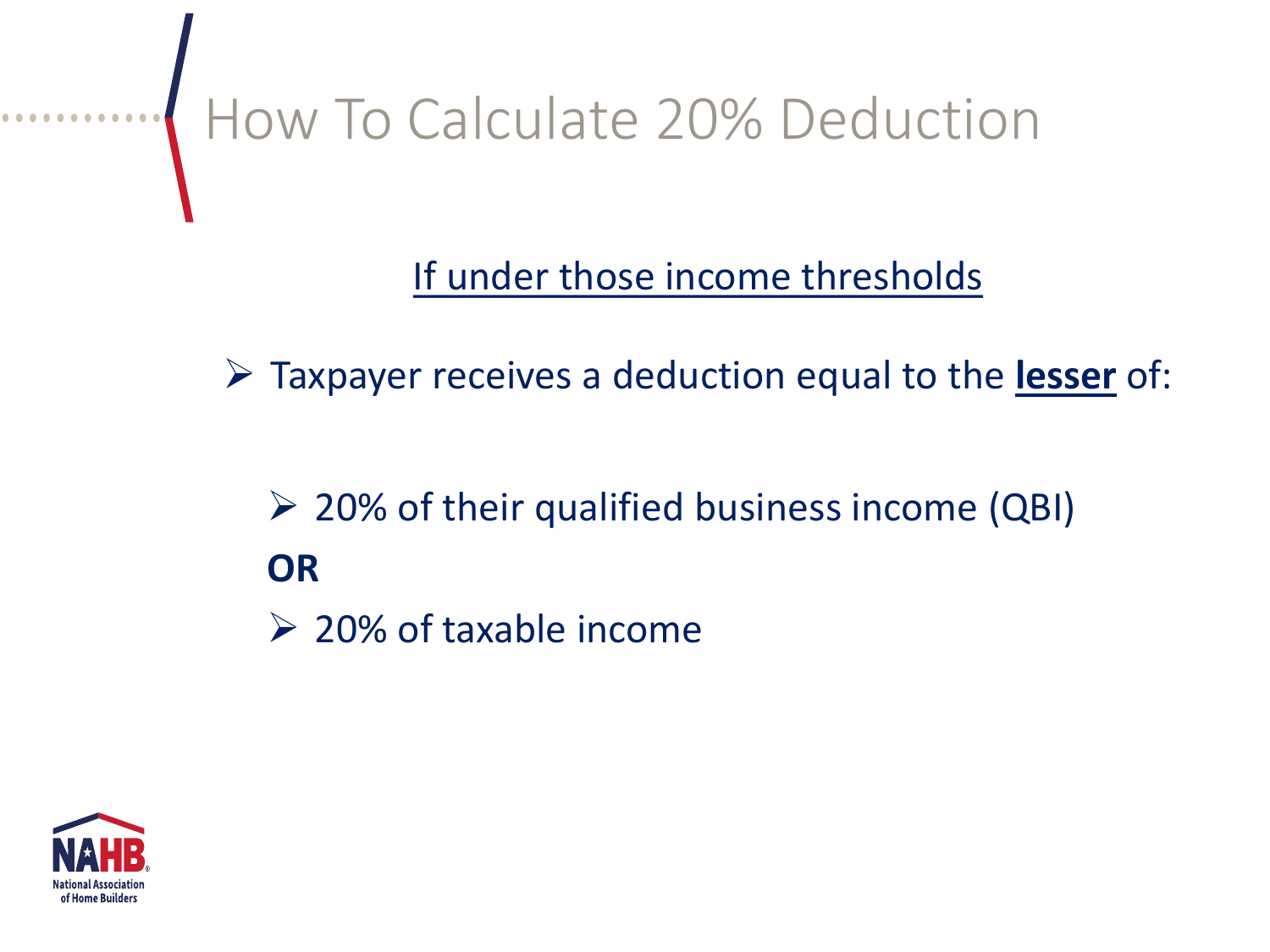# How To Calculate 20% Deduction

If under those income thresholds

- Taxpayer receives a deduction equal to the **lesser** of:
  - 20% of their qualified business income (QBI)

  **OR**

  - 20% of taxable income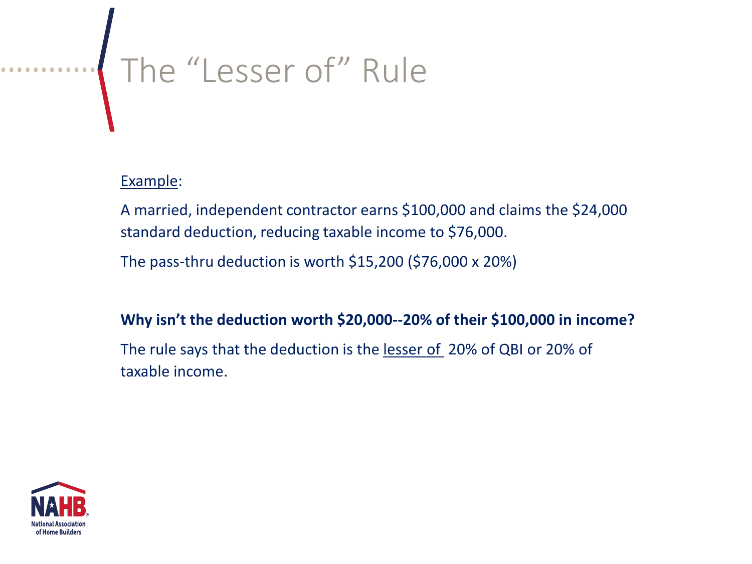# The "Lesser of" Rule

Example:

A married, independent contractor earns $100,000 and claims the $24,000 standard deduction, reducing taxable income to $76,000.

The pass-thru deduction is worth $15,200 ($76,000 x 20%)

**Why isn't the deduction worth $20,000--20% of their $100,000 in income?**

The rule says that the deduction is the lesser of 20% of QBI or 20% of taxable income.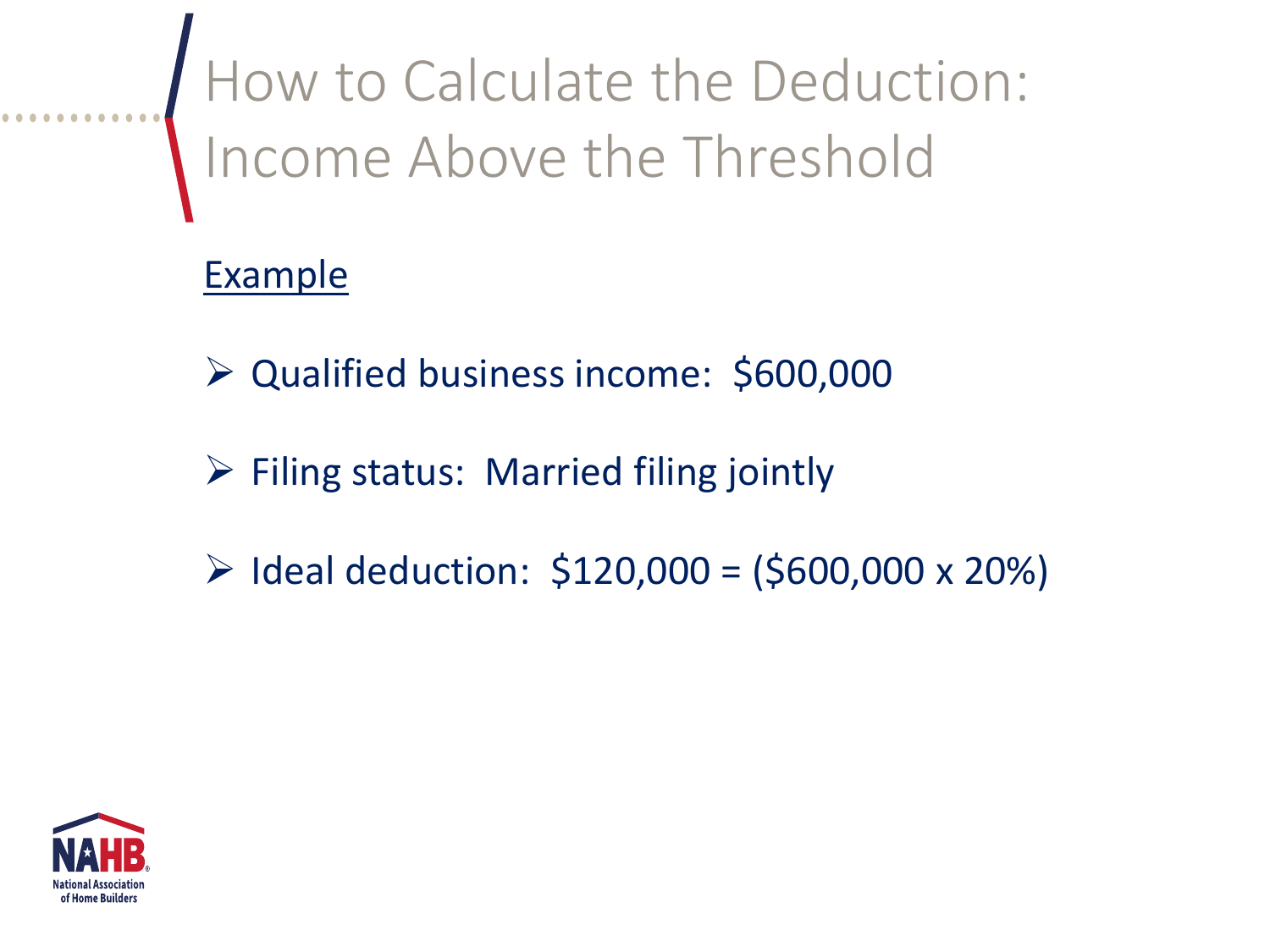# How to Calculate the Deduction: Income Above the Threshold

Example

- Qualified business income: \$600,000
- Filing status: Married filing jointly
- Ideal deduction: \$120,000 = (\$600,000 x 20%)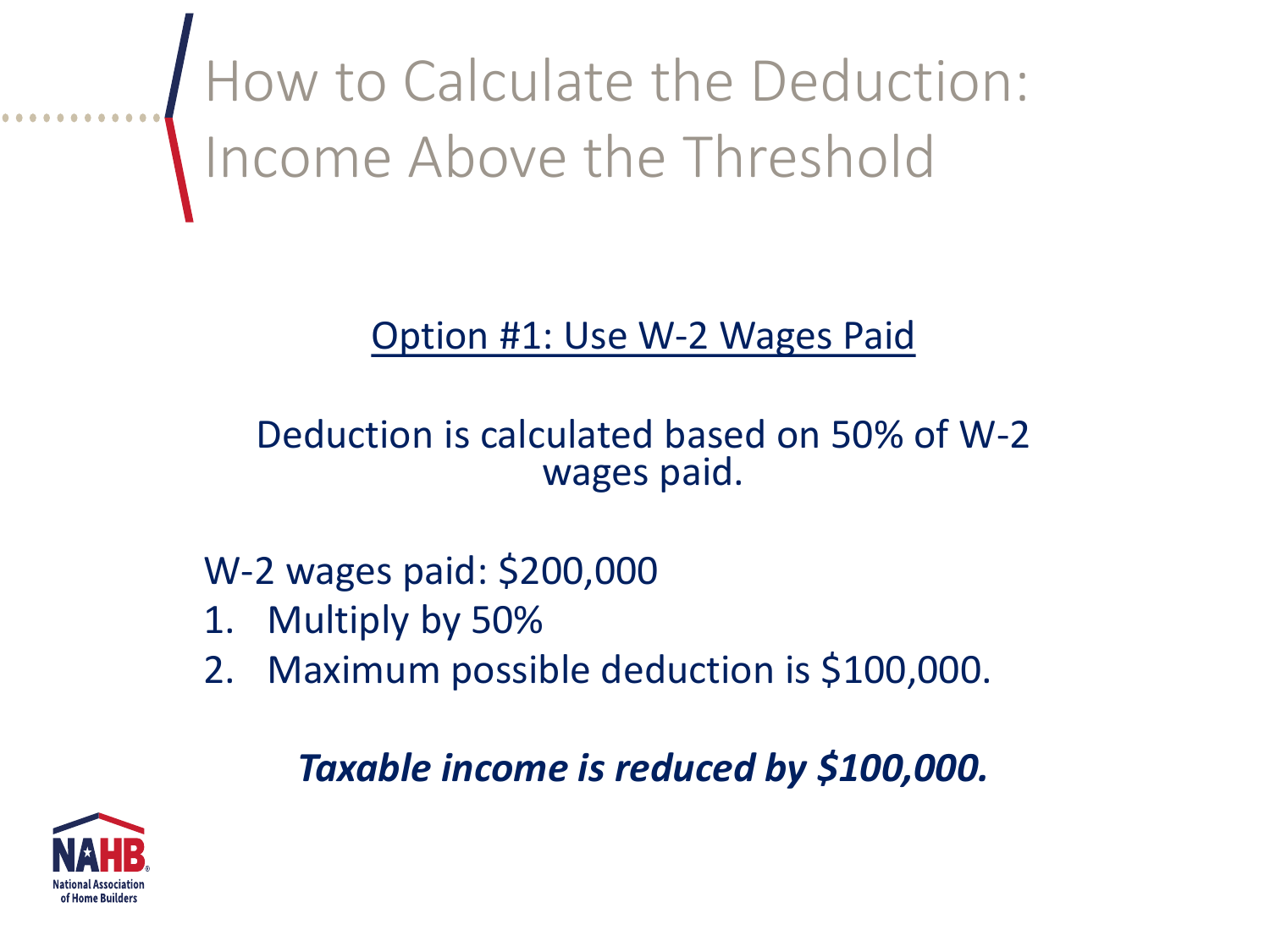# How to Calculate the Deduction: Income Above the Threshold

Option #1: Use W-2 Wages Paid

Deduction is calculated based on 50% of W-2 wages paid.

W-2 wages paid: $200,000

1. Multiply by 50%
2. Maximum possible deduction is $100,000.

***Taxable income is reduced by $100,000.***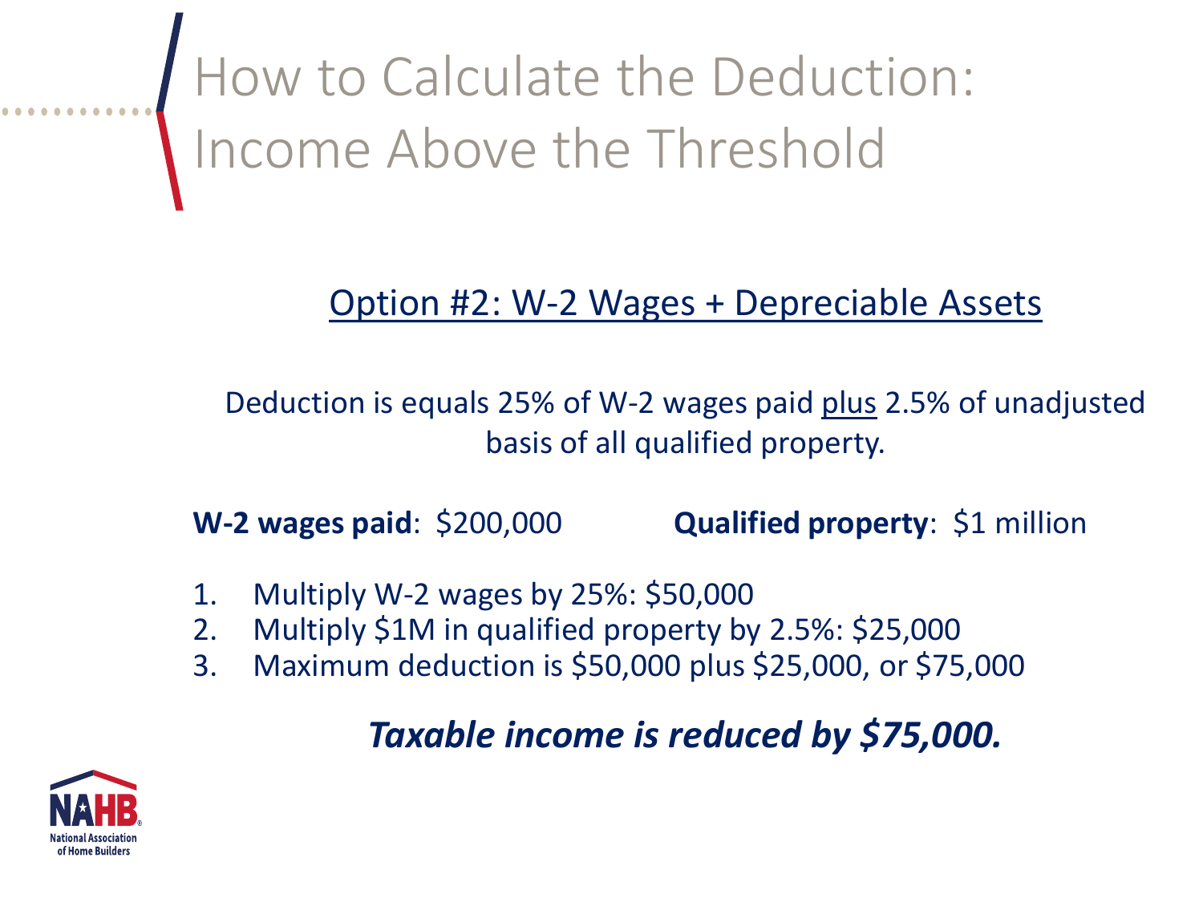# How to Calculate the Deduction: Income Above the Threshold

## Option #2: W-2 Wages + Depreciable Assets

Deduction is equals 25% of W-2 wages paid plus 2.5% of unadjusted basis of all qualified property.

**W-2 wages paid**: $200,000

**Qualified property**: $1 million

1. Multiply W-2 wages by 25%: $50,000
2. Multiply $1M in qualified property by 2.5%: $25,000
3. Maximum deduction is $50,000 plus $25,000, or $75,000

***Taxable income is reduced by $75,000.***

NAHB National Association of Home Builders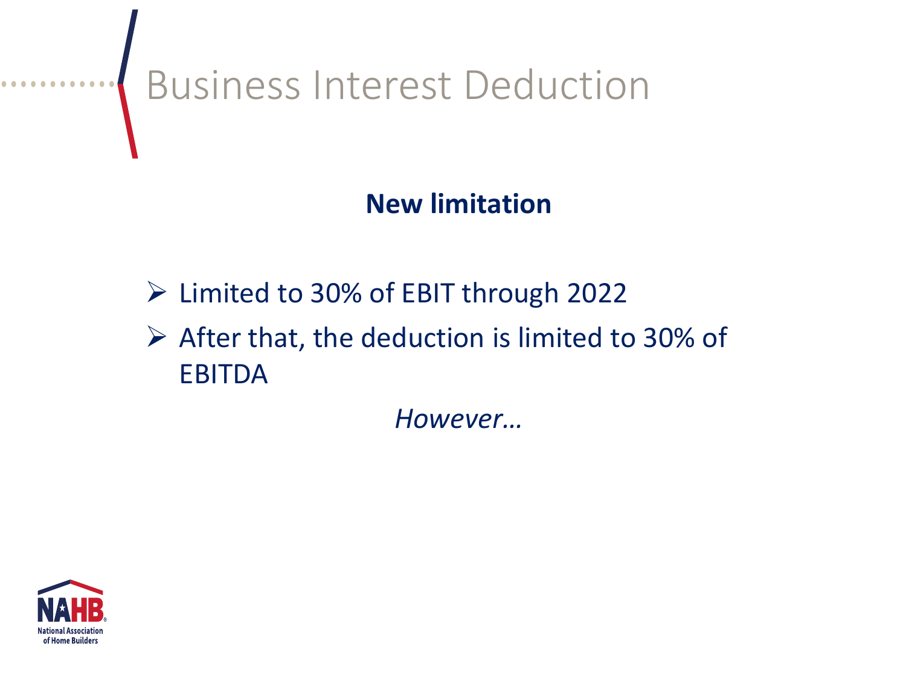# Business Interest Deduction

**New limitation**

- Limited to 30% of EBIT through 2022
- After that, the deduction is limited to 30% of EBITDA

*However…*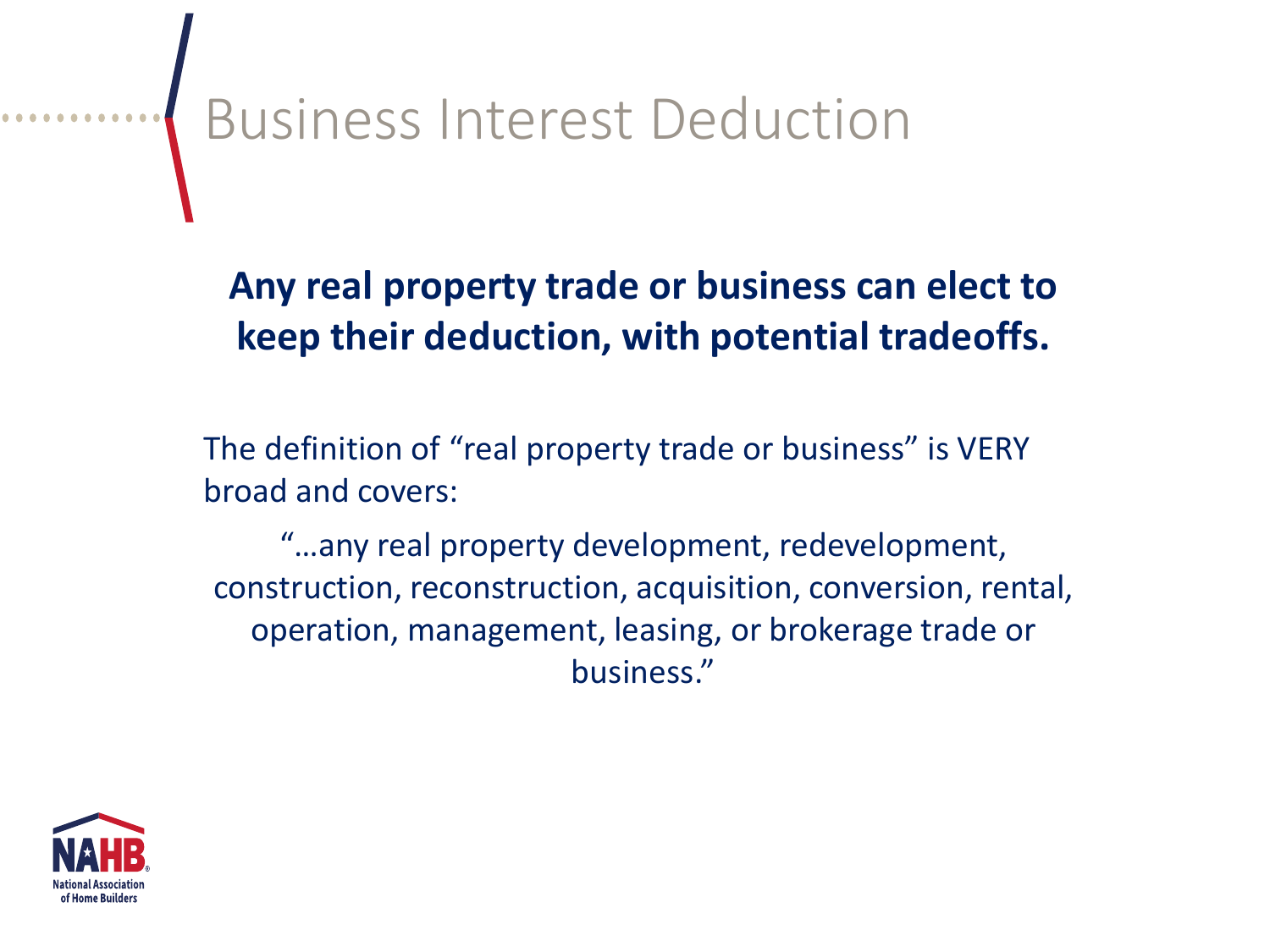# Business Interest Deduction

**Any real property trade or business can elect to keep their deduction, with potential tradeoffs.**

The definition of "real property trade or business" is VERY broad and covers:

> "…any real property development, redevelopment, construction, reconstruction, acquisition, conversion, rental, operation, management, leasing, or brokerage trade or business."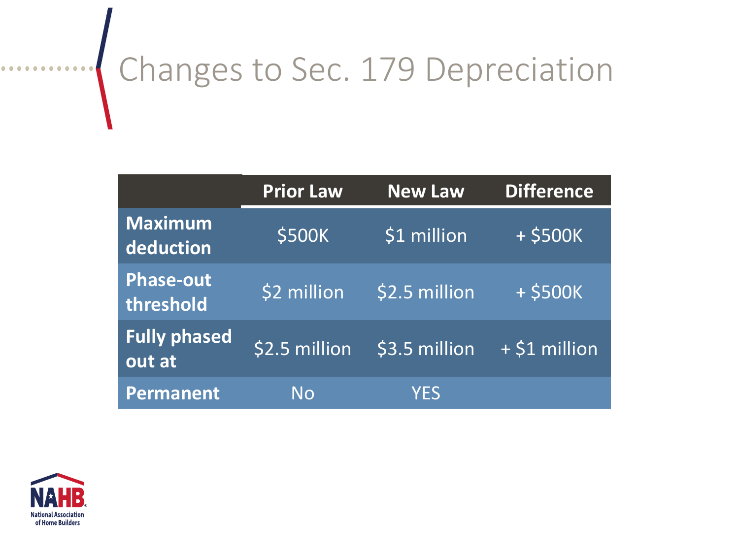# Changes to Sec. 179 Depreciation

| | Prior Law | New Law | Difference |
|---|---|---|---|
| **Maximum deduction** | $500K | $1 million | + $500K |
| **Phase-out threshold** | $2 million | $2.5 million | + $500K |
| **Fully phased out at** | $2.5 million | $3.5 million | + $1 million |
| **Permanent** | No | YES | |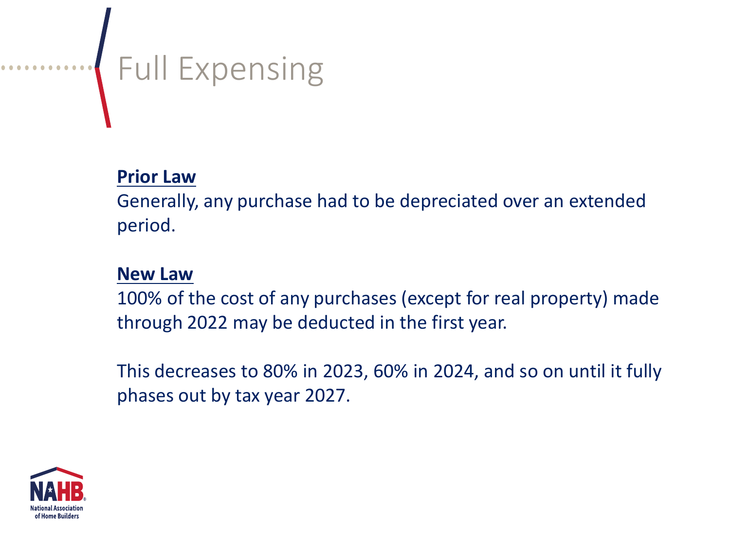# Full Expensing

**Prior Law**

Generally, any purchase had to be depreciated over an extended period.

**New Law**

100% of the cost of any purchases (except for real property) made through 2022 may be deducted in the first year.

This decreases to 80% in 2023, 60% in 2024, and so on until it fully phases out by tax year 2027.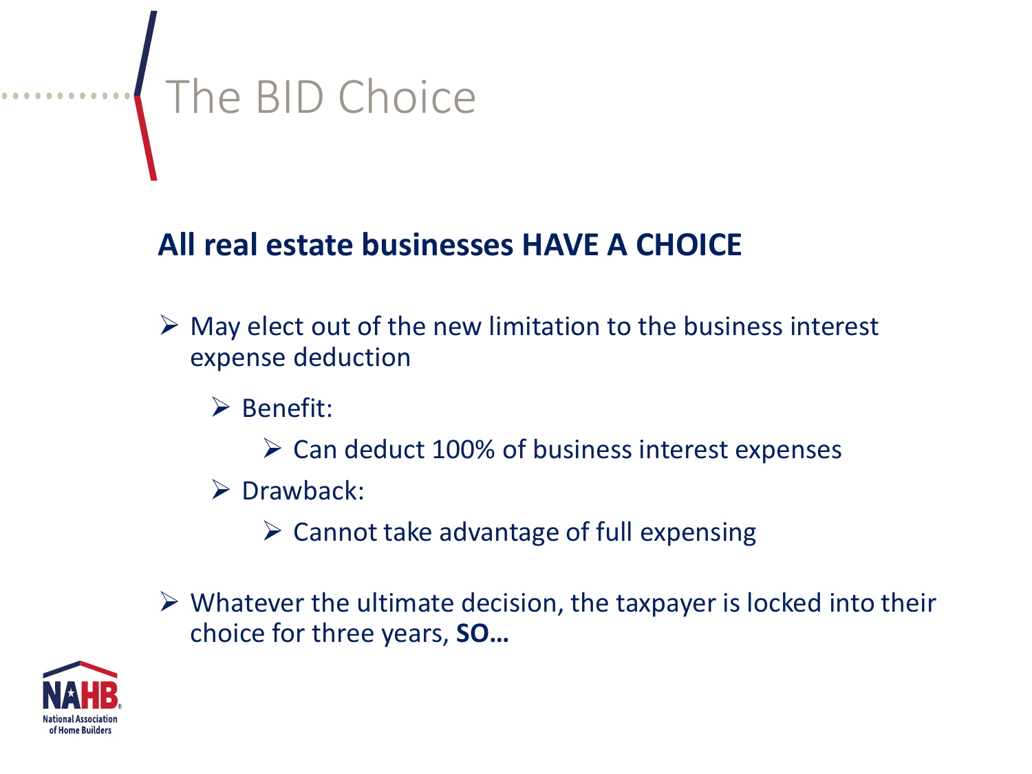# The BID Choice

**All real estate businesses HAVE A CHOICE**

- May elect out of the new limitation to the business interest expense deduction
  - Benefit:
    - Can deduct 100% of business interest expenses
  - Drawback:
    - Cannot take advantage of full expensing
- Whatever the ultimate decision, the taxpayer is locked into their choice for three years, **SO…**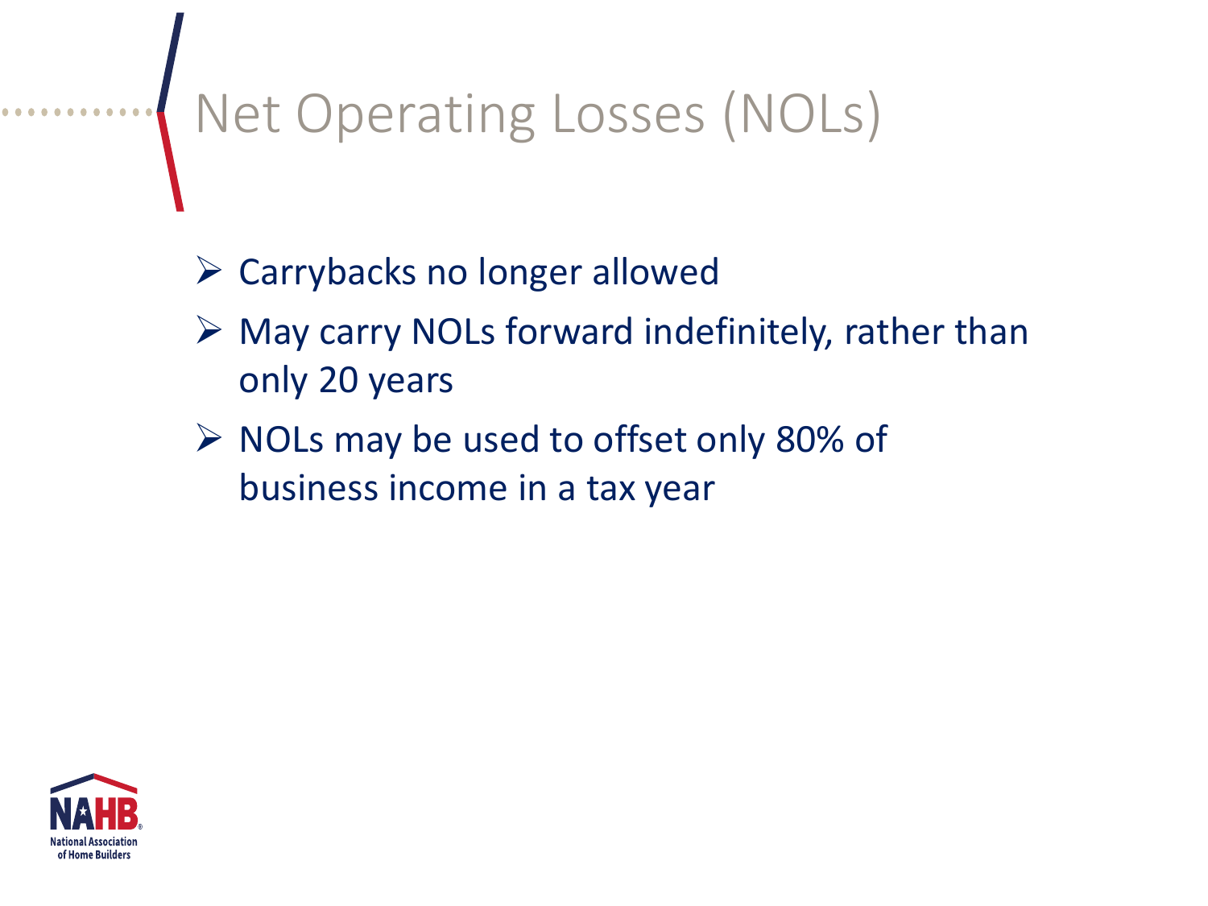# Net Operating Losses (NOLs)

- Carrybacks no longer allowed
- May carry NOLs forward indefinitely, rather than only 20 years
- NOLs may be used to offset only 80% of business income in a tax year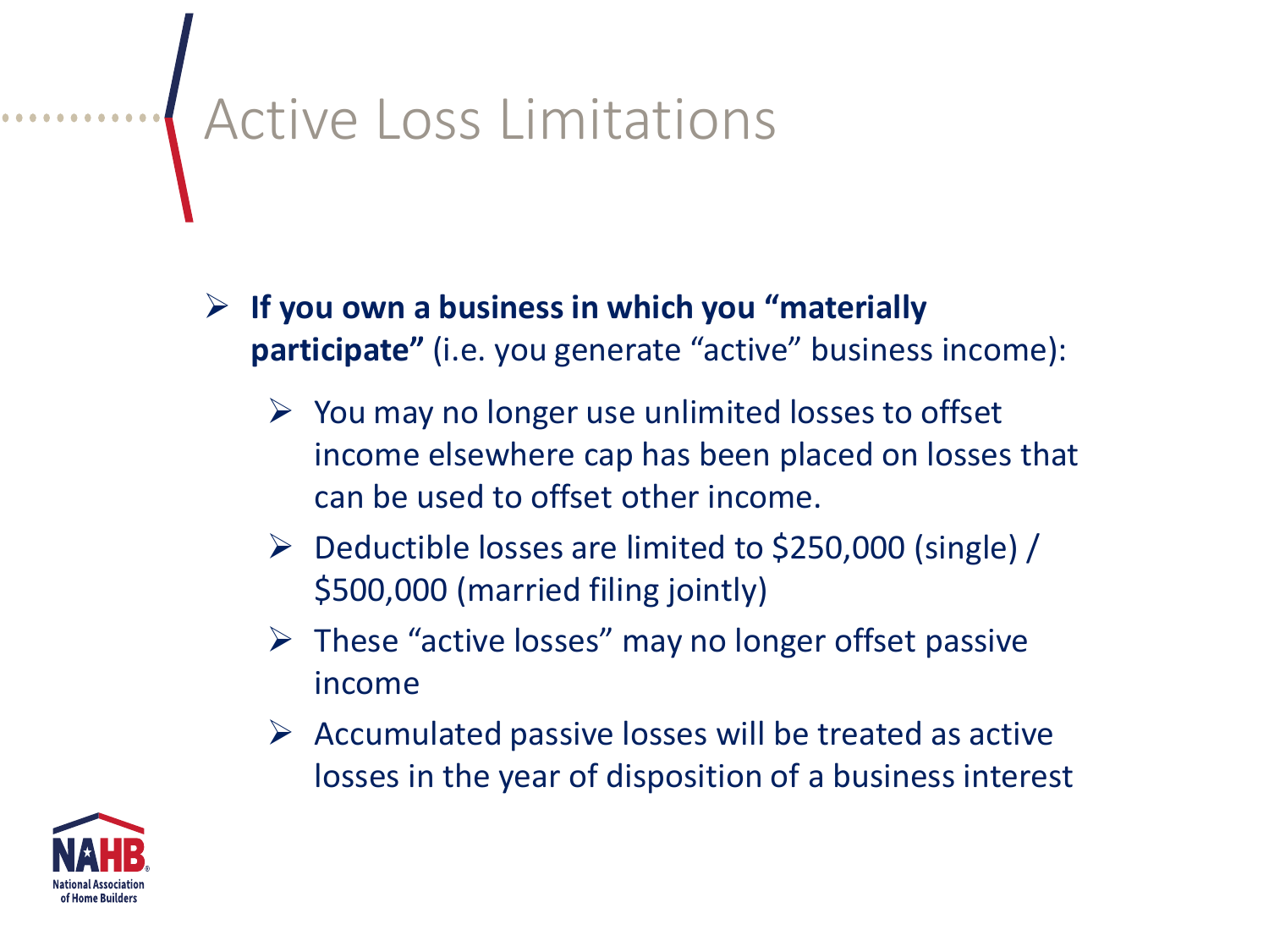# Active Loss Limitations

- **If you own a business in which you "materially participate"** (i.e. you generate "active" business income):
  - You may no longer use unlimited losses to offset income elsewhere cap has been placed on losses that can be used to offset other income.
  - Deductible losses are limited to $250,000 (single) / $500,000 (married filing jointly)
  - These "active losses" may no longer offset passive income
  - Accumulated passive losses will be treated as active losses in the year of disposition of a business interest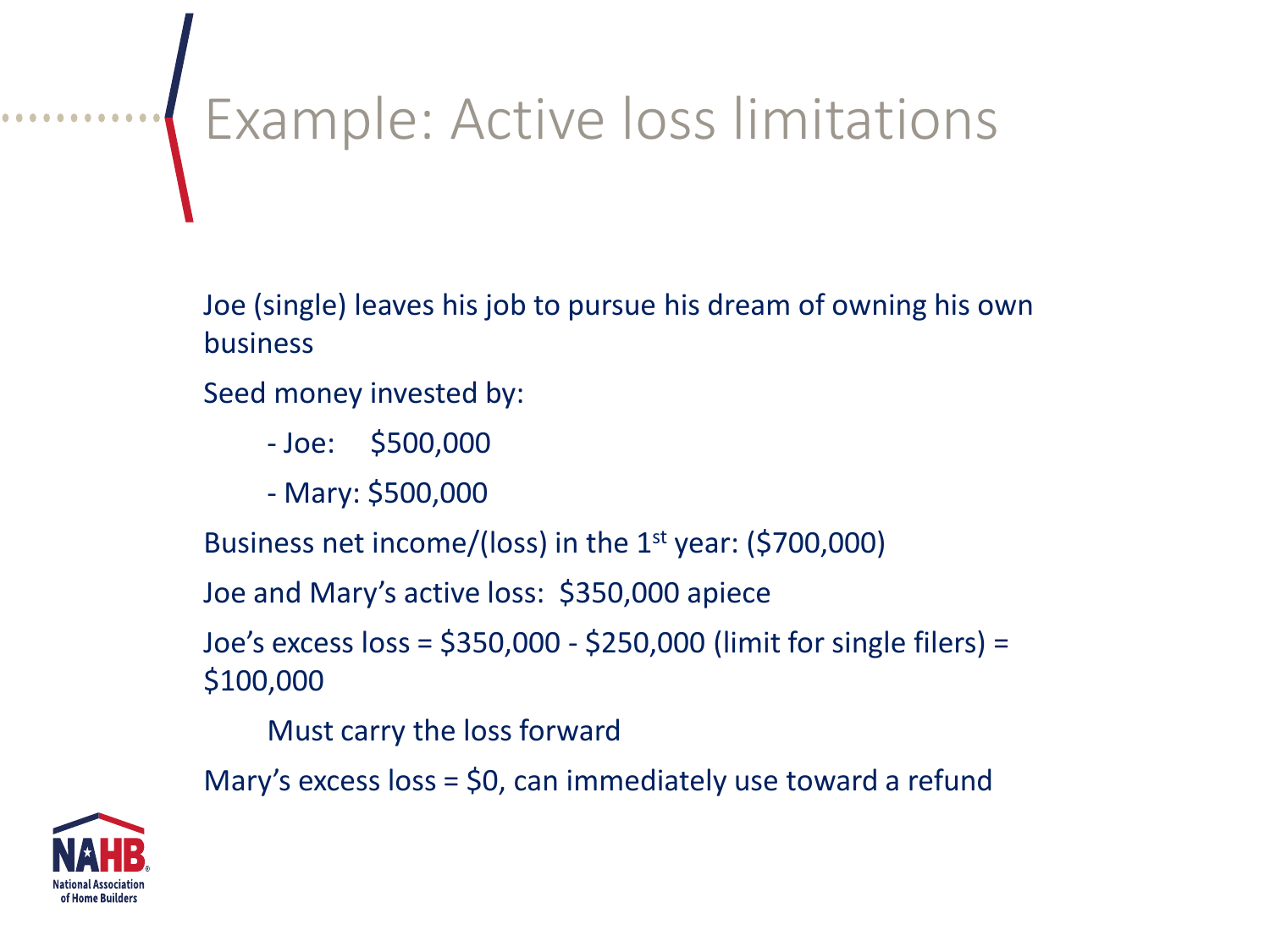# Example: Active loss limitations

Joe (single) leaves his job to pursue his dream of owning his own business

Seed money invested by:

- Joe: $500,000
- Mary: $500,000

Business net income/(loss) in the 1st year: ($700,000)

Joe and Mary's active loss: $350,000 apiece

Joe's excess loss = $350,000 - $250,000 (limit for single filers) = $100,000

Must carry the loss forward

Mary's excess loss = $0, can immediately use toward a refund

NAHB National Association of Home Builders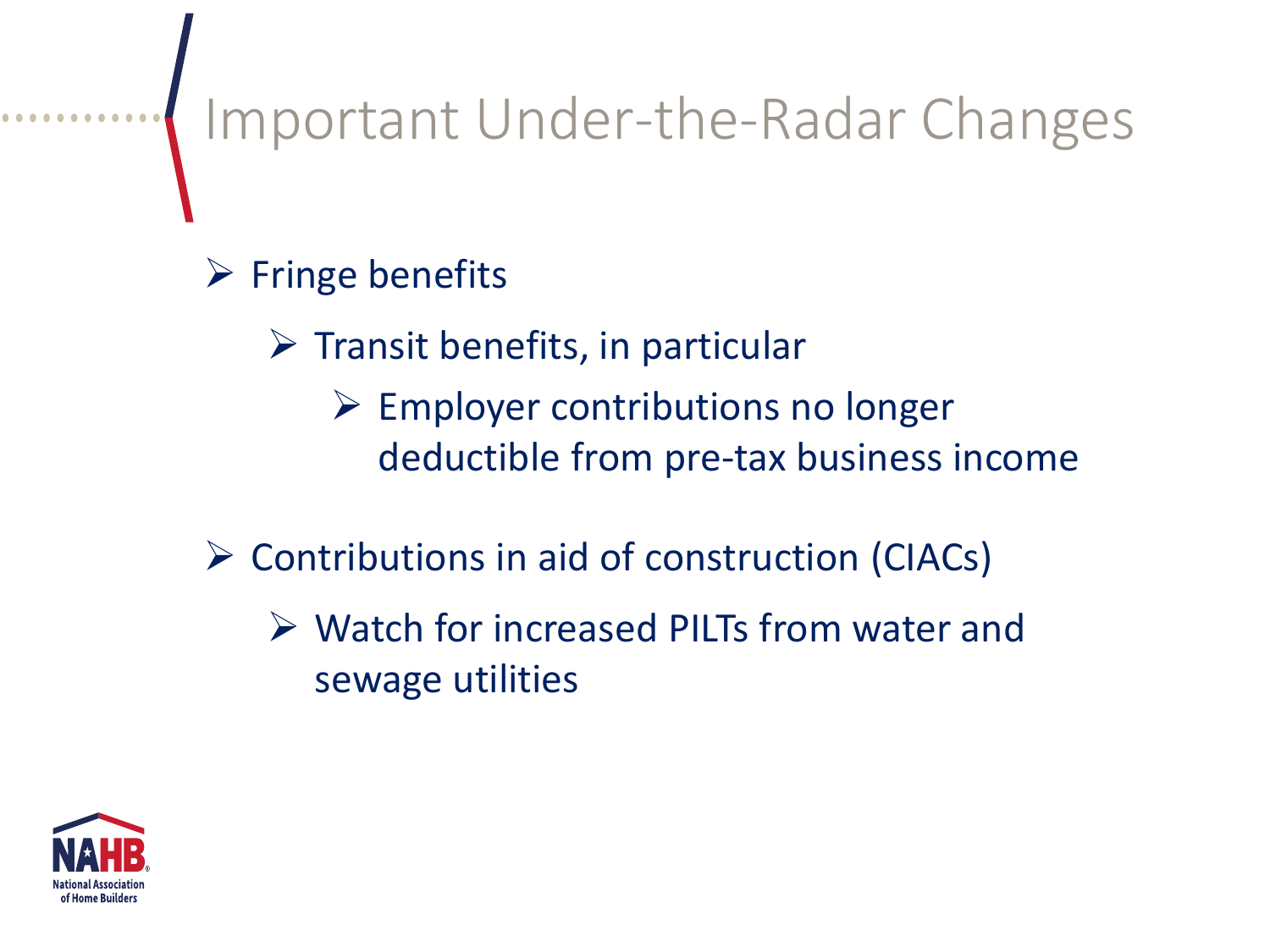# Important Under-the-Radar Changes

- Fringe benefits
  - Transit benefits, in particular
    - Employer contributions no longer deductible from pre-tax business income
- Contributions in aid of construction (CIACs)
  - Watch for increased PILTs from water and sewage utilities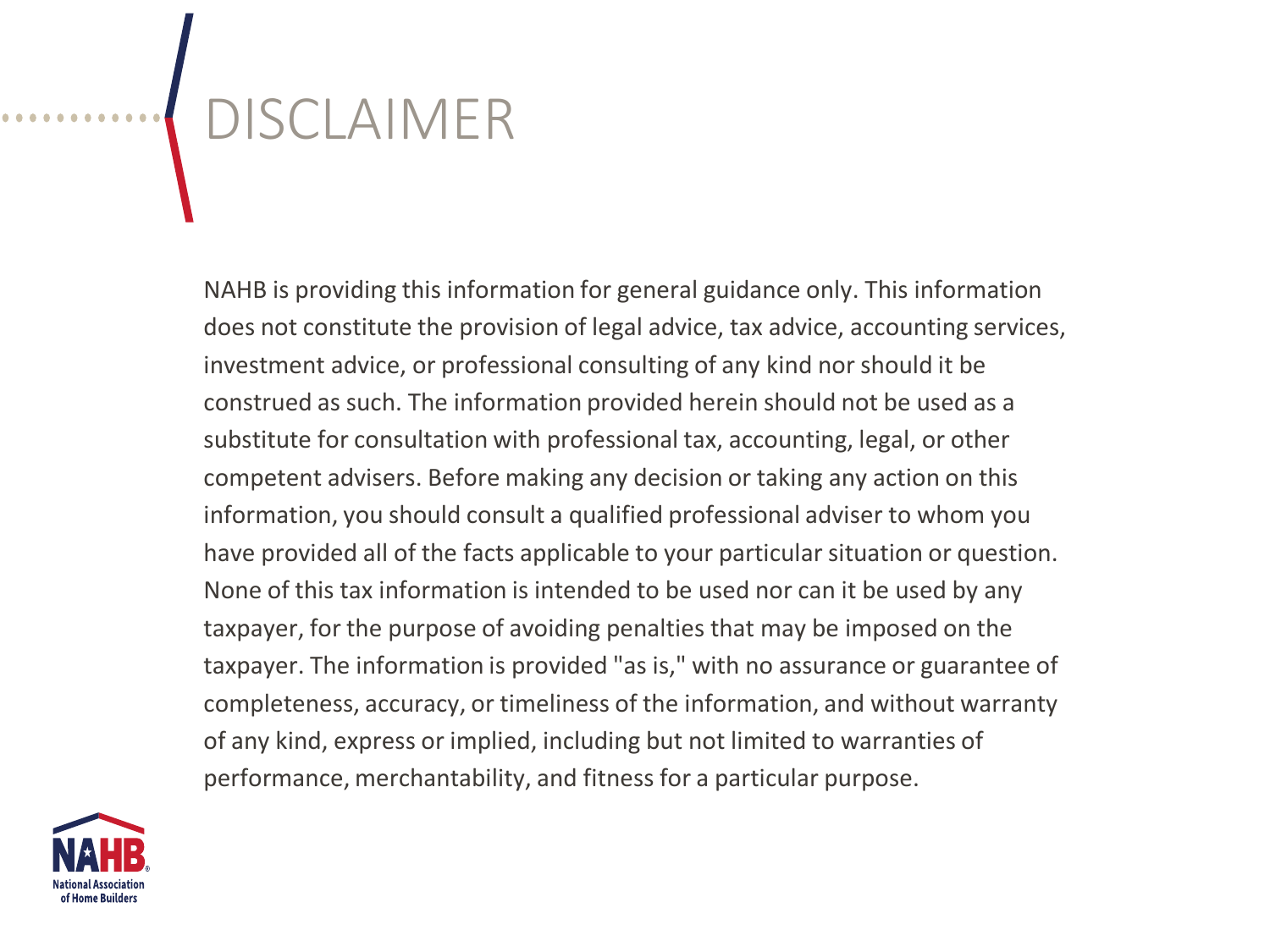# DISCLAIMER

NAHB is providing this information for general guidance only. This information does not constitute the provision of legal advice, tax advice, accounting services, investment advice, or professional consulting of any kind nor should it be construed as such. The information provided herein should not be used as a substitute for consultation with professional tax, accounting, legal, or other competent advisers. Before making any decision or taking any action on this information, you should consult a qualified professional adviser to whom you have provided all of the facts applicable to your particular situation or question. None of this tax information is intended to be used nor can it be used by any taxpayer, for the purpose of avoiding penalties that may be imposed on the taxpayer. The information is provided "as is," with no assurance or guarantee of completeness, accuracy, or timeliness of the information, and without warranty of any kind, express or implied, including but not limited to warranties of performance, merchantability, and fitness for a particular purpose.

NAHB
National Association of Home Builders